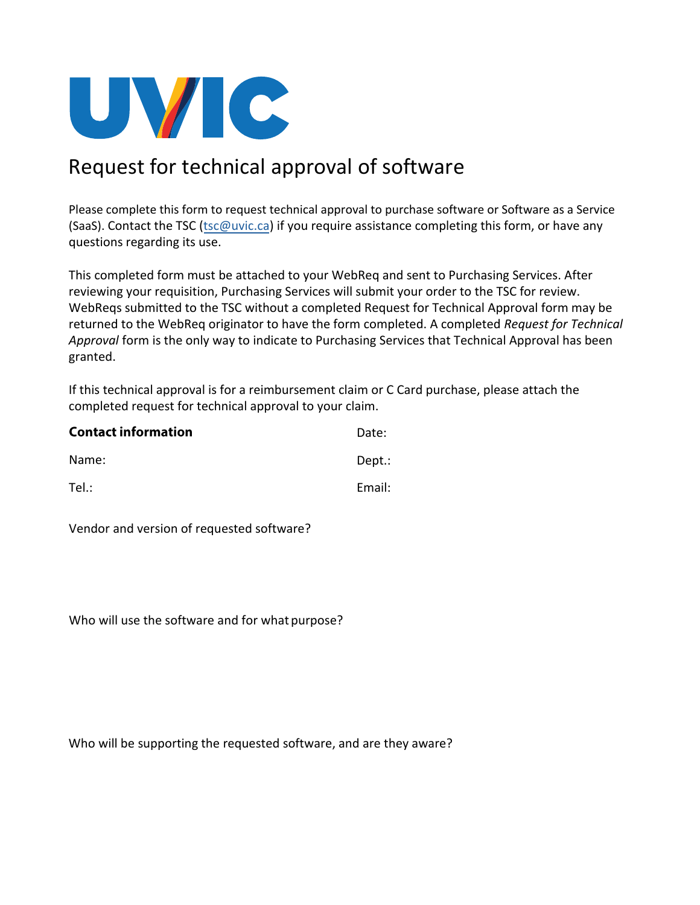UVIC

# Request for technical approval of software

Please complete this form to request technical approval to purchase software or Software as a Service (SaaS). Contact the TSC (tsc@uvic.ca) if you require assistance completing this form, or have any questions regarding its use.

This completed form must be attached to your WebReq and sent to Purchasing Services. After reviewing your requisition, Purchasing Services will submit your order to the TSC for review. WebReqs submitted to the TSC without a completed Request for Technical Approval form may be returned to the WebReq originator to have the form completed. A completed *Request for Technical Approval* form is the only way to indicate to Purchasing Services that Technical Approval has been granted.

If this technical approval is for a reimbursement claim or C Card purchase, please attach the completed request for technical approval to your claim.

**Contact information**

Date:

Name:

Dept.:

Tel.:

Email:

Vendor and version of requested software?

Who will use the software and for what purpose?

Who will be supporting the requested software, and are they aware?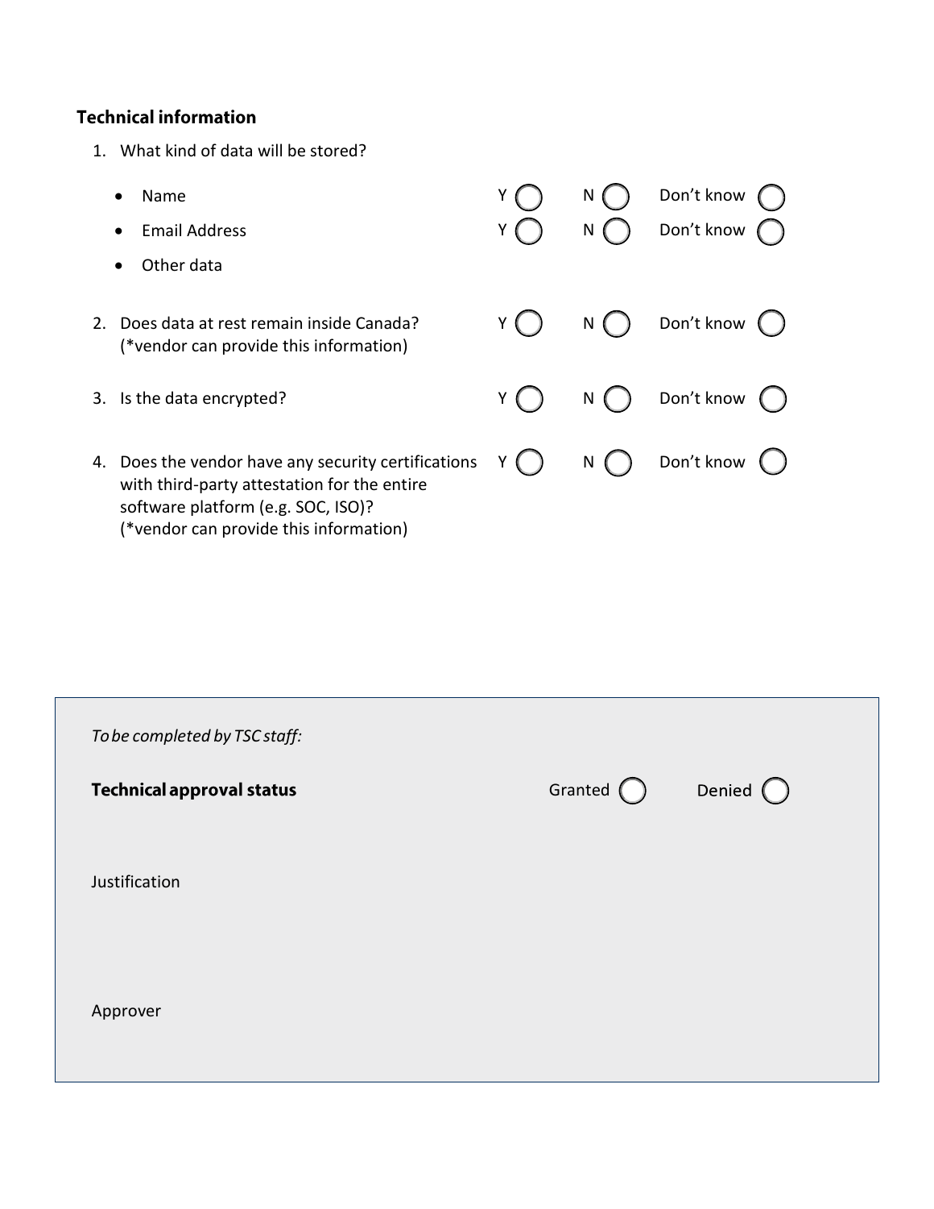### Technical information

1. What kind of data will be stored?

   - Name — Y ◯ N ◯ Don't know ◯
   - Email Address — Y ◯ N ◯ Don't know ◯
   - Other data

2. Does data at rest remain inside Canada? (*vendor can provide this information) — Y ◯ N ◯ Don't know ◯

3. Is the data encrypted? — Y ◯ N ◯ Don't know ◯

4. Does the vendor have any security certifications with third-party attestation for the entire software platform (e.g. SOC, ISO)? (*vendor can provide this information) — Y ◯ N ◯ Don't know ◯

*To be completed by TSC staff:*

**Technical approval status** — Granted ◯ Denied ◯

Justification

Approver